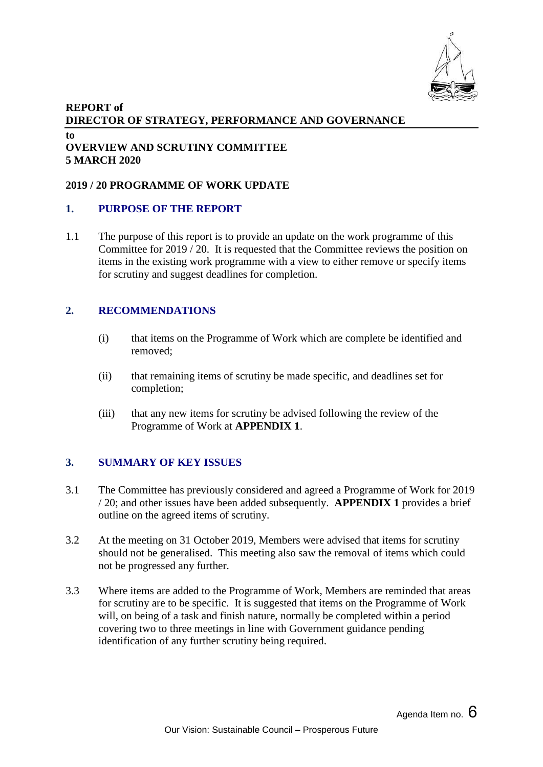**REPORT of**
**DIRECTOR OF STRATEGY, PERFORMANCE AND GOVERNANCE**

**to**
**OVERVIEW AND SCRUTINY COMMITTEE**
**5 MARCH 2020**

**2019 / 20 PROGRAMME OF WORK UPDATE**

## 1. PURPOSE OF THE REPORT

1.1 The purpose of this report is to provide an update on the work programme of this Committee for 2019 / 20. It is requested that the Committee reviews the position on items in the existing work programme with a view to either remove or specify items for scrutiny and suggest deadlines for completion.

## 2. RECOMMENDATIONS

(i) that items on the Programme of Work which are complete be identified and removed;

(ii) that remaining items of scrutiny be made specific, and deadlines set for completion;

(iii) that any new items for scrutiny be advised following the review of the Programme of Work at **APPENDIX 1**.

## 3. SUMMARY OF KEY ISSUES

3.1 The Committee has previously considered and agreed a Programme of Work for 2019 / 20; and other issues have been added subsequently. **APPENDIX 1** provides a brief outline on the agreed items of scrutiny.

3.2 At the meeting on 31 October 2019, Members were advised that items for scrutiny should not be generalised. This meeting also saw the removal of items which could not be progressed any further.

3.3 Where items are added to the Programme of Work, Members are reminded that areas for scrutiny are to be specific. It is suggested that items on the Programme of Work will, on being of a task and finish nature, normally be completed within a period covering two to three meetings in line with Government guidance pending identification of any further scrutiny being required.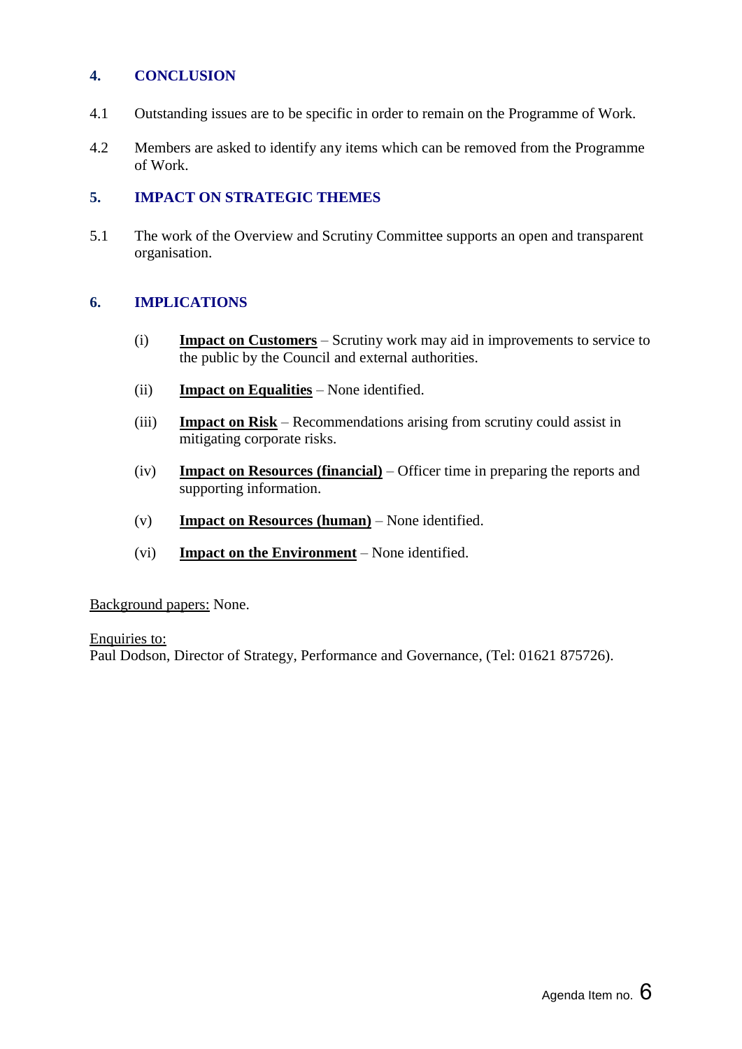## 4. CONCLUSION

4.1 Outstanding issues are to be specific in order to remain on the Programme of Work.

4.2 Members are asked to identify any items which can be removed from the Programme of Work.

## 5. IMPACT ON STRATEGIC THEMES

5.1 The work of the Overview and Scrutiny Committee supports an open and transparent organisation.

## 6. IMPLICATIONS

(i) **Impact on Customers** – Scrutiny work may aid in improvements to service to the public by the Council and external authorities.

(ii) **Impact on Equalities** – None identified.

(iii) **Impact on Risk** – Recommendations arising from scrutiny could assist in mitigating corporate risks.

(iv) **Impact on Resources (financial)** – Officer time in preparing the reports and supporting information.

(v) **Impact on Resources (human)** – None identified.

(vi) **Impact on the Environment** – None identified.

Background papers: None.

Enquiries to:
Paul Dodson, Director of Strategy, Performance and Governance, (Tel: 01621 875726).